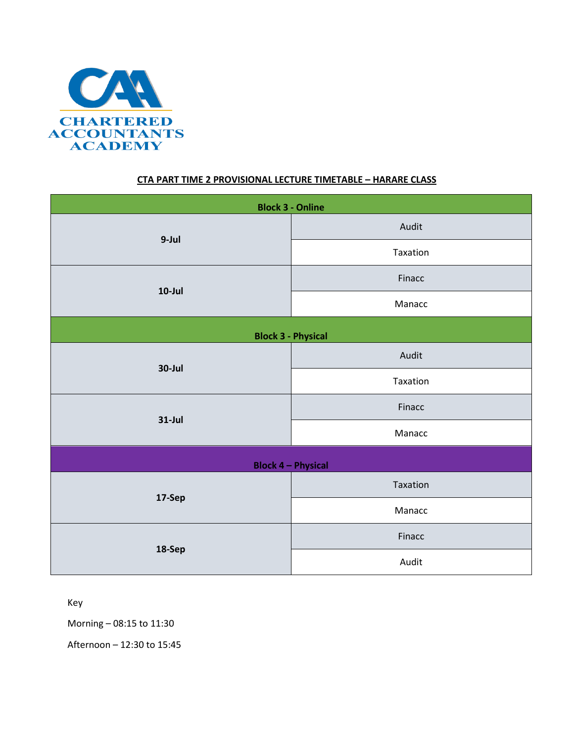CHARTERED ACCOUNTANTS ACADEMY

**CTA PART TIME 2 PROVISIONAL LECTURE TIMETABLE – HARARE CLASS**

| **Block 3 - Online** | |
|---|---|
| **9-Jul** | Audit |
| | Taxation |
| **10-Jul** | Finacc |
| | Manacc |
| **Block 3 - Physical** | |
| **30-Jul** | Audit |
| | Taxation |
| **31-Jul** | Finacc |
| | Manacc |
| **Block 4 – Physical** | |
| **17-Sep** | Taxation |
| | Manacc |
| **18-Sep** | Finacc |
| | Audit |

Key

Morning – 08:15 to 11:30

Afternoon – 12:30 to 15:45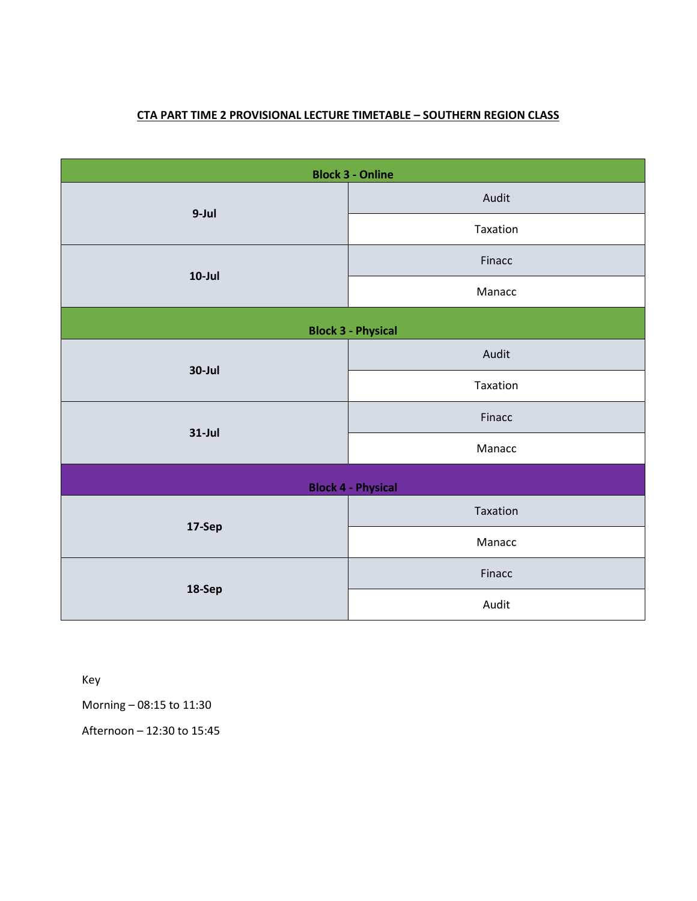**CTA PART TIME 2 PROVISIONAL LECTURE TIMETABLE – SOUTHERN REGION CLASS**

| **Block 3 - Online** | |
|---|---|
| **9-Jul** | Audit |
| | Taxation |
| **10-Jul** | Finacc |
| | Manacc |
| **Block 3 - Physical** | |
| **30-Jul** | Audit |
| | Taxation |
| **31-Jul** | Finacc |
| | Manacc |
| **Block 4 - Physical** | |
| **17-Sep** | Taxation |
| | Manacc |
| **18-Sep** | Finacc |
| | Audit |

Key

Morning – 08:15 to 11:30

Afternoon – 12:30 to 15:45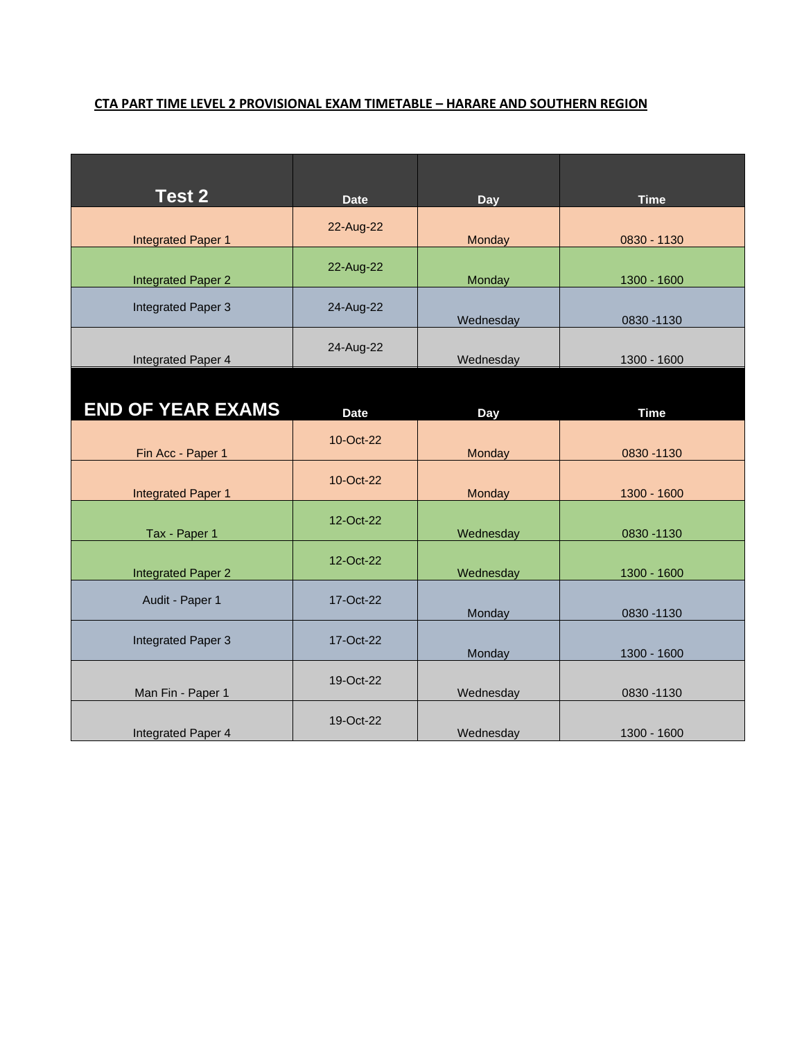**CTA PART TIME LEVEL 2 PROVISIONAL EXAM TIMETABLE – HARARE AND SOUTHERN REGION**

| Test 2 | Date | Day | Time |
|---|---|---|---|
| Integrated Paper 1 | 22-Aug-22 | Monday | 0830 - 1130 |
| Integrated Paper 2 | 22-Aug-22 | Monday | 1300 - 1600 |
| Integrated Paper 3 | 24-Aug-22 | Wednesday | 0830 -1130 |
| Integrated Paper 4 | 24-Aug-22 | Wednesday | 1300 - 1600 |
| **END OF YEAR EXAMS** | **Date** | **Day** | **Time** |
| Fin Acc - Paper 1 | 10-Oct-22 | Monday | 0830 -1130 |
| Integrated Paper 1 | 10-Oct-22 | Monday | 1300 - 1600 |
| Tax - Paper 1 | 12-Oct-22 | Wednesday | 0830 -1130 |
| Integrated Paper 2 | 12-Oct-22 | Wednesday | 1300 - 1600 |
| Audit - Paper 1 | 17-Oct-22 | Monday | 0830 -1130 |
| Integrated Paper 3 | 17-Oct-22 | Monday | 1300 - 1600 |
| Man Fin - Paper 1 | 19-Oct-22 | Wednesday | 0830 -1130 |
| Integrated Paper 4 | 19-Oct-22 | Wednesday | 1300 - 1600 |